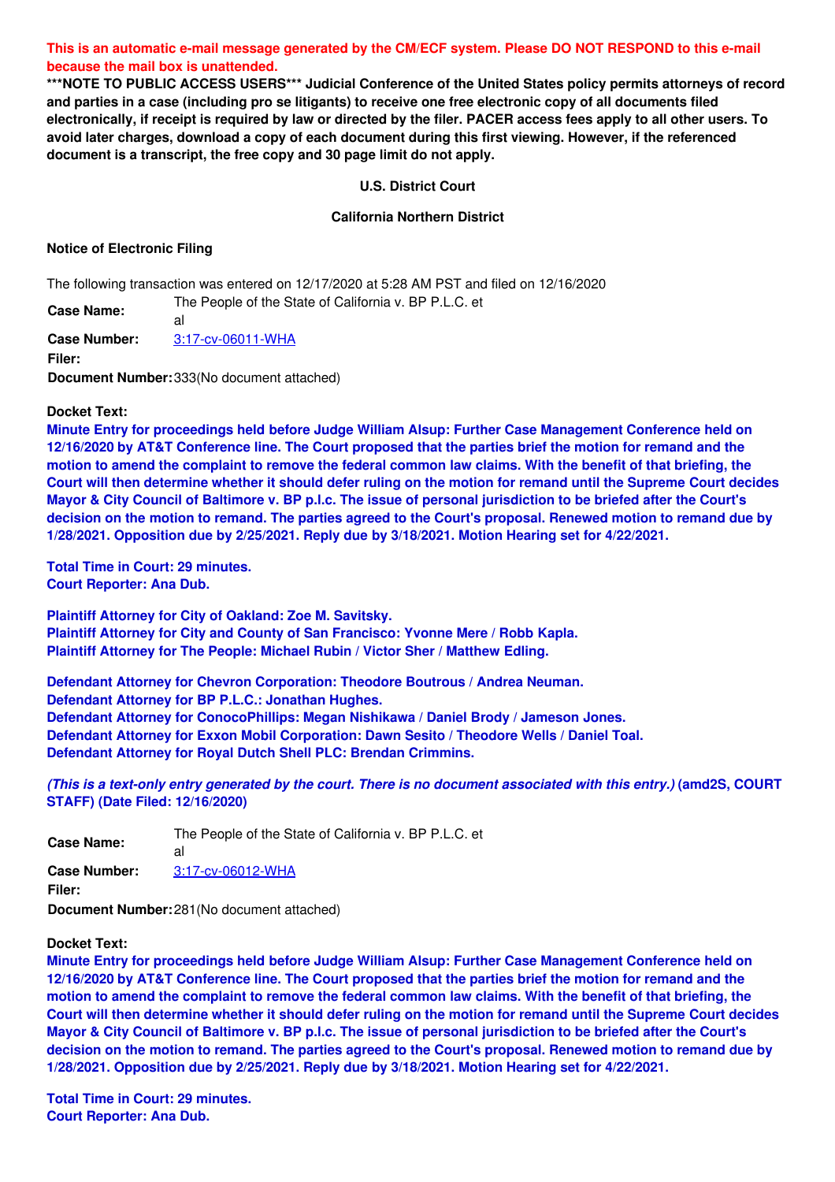**This is an automatic e-mail message generated by the CM/ECF system. Please DO NOT RESPOND to this e-mail because the mail box is unattended.**

**\*\*\*NOTE TO PUBLIC ACCESS USERS\*\*\* Judicial Conference of the United States policy permits attorneys of record and parties in a case (including pro se litigants) to receive one free electronic copy of all documents filed electronically, if receipt is required by law or directed by the filer. PACER access fees apply to all other users. To avoid later charges, download a copy of each document during this first viewing. However, if the referenced document is a transcript, the free copy and 30 page limit do not apply.**

**U.S. District Court**

**California Northern District**

**Notice of Electronic Filing**

The following transaction was entered on 12/17/2020 at 5:28 AM PST and filed on 12/16/2020

**Case Name:** The People of the State of California v. BP P.L.C. et al
**Case Number:** 3:17-cv-06011-WHA
**Filer:**
**Document Number:** 333(No document attached)

**Docket Text:**
**Minute Entry for proceedings held before Judge William Alsup: Further Case Management Conference held on 12/16/2020 by AT&T Conference line. The Court proposed that the parties brief the motion for remand and the motion to amend the complaint to remove the federal common law claims. With the benefit of that briefing, the Court will then determine whether it should defer ruling on the motion for remand until the Supreme Court decides Mayor & City Council of Baltimore v. BP p.l.c. The issue of personal jurisdiction to be briefed after the Court's decision on the motion to remand. The parties agreed to the Court's proposal. Renewed motion to remand due by 1/28/2021. Opposition due by 2/25/2021. Reply due by 3/18/2021. Motion Hearing set for 4/22/2021.**

**Total Time in Court: 29 minutes.**
**Court Reporter: Ana Dub.**

**Plaintiff Attorney for City of Oakland: Zoe M. Savitsky.**
**Plaintiff Attorney for City and County of San Francisco: Yvonne Mere / Robb Kapla.**
**Plaintiff Attorney for The People: Michael Rubin / Victor Sher / Matthew Edling.**

**Defendant Attorney for Chevron Corporation: Theodore Boutrous / Andrea Neuman.**
**Defendant Attorney for BP P.L.C.: Jonathan Hughes.**
**Defendant Attorney for ConocoPhillips: Megan Nishikawa / Daniel Brody / Jameson Jones.**
**Defendant Attorney for Exxon Mobil Corporation: Dawn Sesito / Theodore Wells / Daniel Toal.**
**Defendant Attorney for Royal Dutch Shell PLC: Brendan Crimmins.**

***(This is a text-only entry generated by the court. There is no document associated with this entry.)* (amd2S, COURT STAFF) (Date Filed: 12/16/2020)**

**Case Name:** The People of the State of California v. BP P.L.C. et al
**Case Number:** 3:17-cv-06012-WHA
**Filer:**
**Document Number:** 281(No document attached)

**Docket Text:**
**Minute Entry for proceedings held before Judge William Alsup: Further Case Management Conference held on 12/16/2020 by AT&T Conference line. The Court proposed that the parties brief the motion for remand and the motion to amend the complaint to remove the federal common law claims. With the benefit of that briefing, the Court will then determine whether it should defer ruling on the motion for remand until the Supreme Court decides Mayor & City Council of Baltimore v. BP p.l.c. The issue of personal jurisdiction to be briefed after the Court's decision on the motion to remand. The parties agreed to the Court's proposal. Renewed motion to remand due by 1/28/2021. Opposition due by 2/25/2021. Reply due by 3/18/2021. Motion Hearing set for 4/22/2021.**

**Total Time in Court: 29 minutes.**
**Court Reporter: Ana Dub.**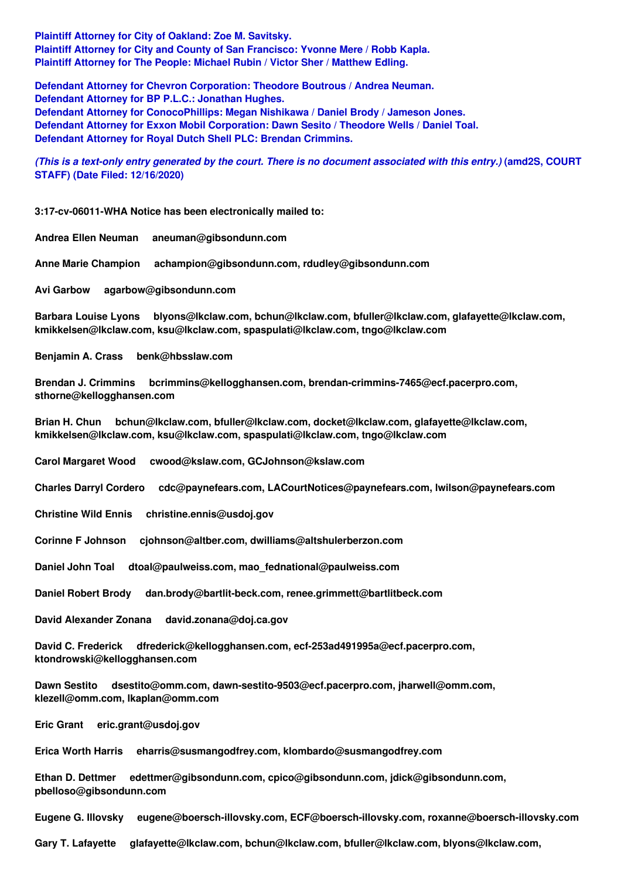**Plaintiff Attorney for City of Oakland: Zoe M. Savitsky.**
**Plaintiff Attorney for City and County of San Francisco: Yvonne Mere / Robb Kapla.**
**Plaintiff Attorney for The People: Michael Rubin / Victor Sher / Matthew Edling.**

**Defendant Attorney for Chevron Corporation: Theodore Boutrous / Andrea Neuman.**
**Defendant Attorney for BP P.L.C.: Jonathan Hughes.**
**Defendant Attorney for ConocoPhillips: Megan Nishikawa / Daniel Brody / Jameson Jones.**
**Defendant Attorney for Exxon Mobil Corporation: Dawn Sesito / Theodore Wells / Daniel Toal.**
**Defendant Attorney for Royal Dutch Shell PLC: Brendan Crimmins.**

***(This is a text-only entry generated by the court. There is no document associated with this entry.)* (amd2S, COURT STAFF) (Date Filed: 12/16/2020)**

**3:17-cv-06011-WHA Notice has been electronically mailed to:**

**Andrea Ellen Neuman aneuman@gibsondunn.com**

**Anne Marie Champion achampion@gibsondunn.com, rdudley@gibsondunn.com**

**Avi Garbow agarbow@gibsondunn.com**

**Barbara Louise Lyons blyons@lkclaw.com, bchun@lkclaw.com, bfuller@lkclaw.com, glafayette@lkclaw.com, kmikkelsen@lkclaw.com, ksu@lkclaw.com, spaspulati@lkclaw.com, tngo@lkclaw.com**

**Benjamin A. Crass benk@hbsslaw.com**

**Brendan J. Crimmins bcrimmins@kellogghansen.com, brendan-crimmins-7465@ecf.pacerpro.com, sthorne@kellogghansen.com**

**Brian H. Chun bchun@lkclaw.com, bfuller@lkclaw.com, docket@lkclaw.com, glafayette@lkclaw.com, kmikkelsen@lkclaw.com, ksu@lkclaw.com, spaspulati@lkclaw.com, tngo@lkclaw.com**

**Carol Margaret Wood cwood@kslaw.com, GCJohnson@kslaw.com**

**Charles Darryl Cordero cdc@paynefears.com, LACourtNotices@paynefears.com, lwilson@paynefears.com**

**Christine Wild Ennis christine.ennis@usdoj.gov**

**Corinne F Johnson cjohnson@altber.com, dwilliams@altshulerberzon.com**

**Daniel John Toal dtoal@paulweiss.com, mao_fednational@paulweiss.com**

**Daniel Robert Brody dan.brody@bartlit-beck.com, renee.grimmett@bartlitbeck.com**

**David Alexander Zonana david.zonana@doj.ca.gov**

**David C. Frederick dfrederick@kellogghansen.com, ecf-253ad491995a@ecf.pacerpro.com, ktondrowski@kellogghansen.com**

**Dawn Sestito dsestito@omm.com, dawn-sestito-9503@ecf.pacerpro.com, jharwell@omm.com, klezell@omm.com, lkaplan@omm.com**

**Eric Grant eric.grant@usdoj.gov**

**Erica Worth Harris eharris@susmangodfrey.com, klombardo@susmangodfrey.com**

**Ethan D. Dettmer edettmer@gibsondunn.com, cpico@gibsondunn.com, jdick@gibsondunn.com, pbelloso@gibsondunn.com**

**Eugene G. Illovsky eugene@boersch-illovsky.com, ECF@boersch-illovsky.com, roxanne@boersch-illovsky.com**

**Gary T. Lafayette glafayette@lkclaw.com, bchun@lkclaw.com, bfuller@lkclaw.com, blyons@lkclaw.com,**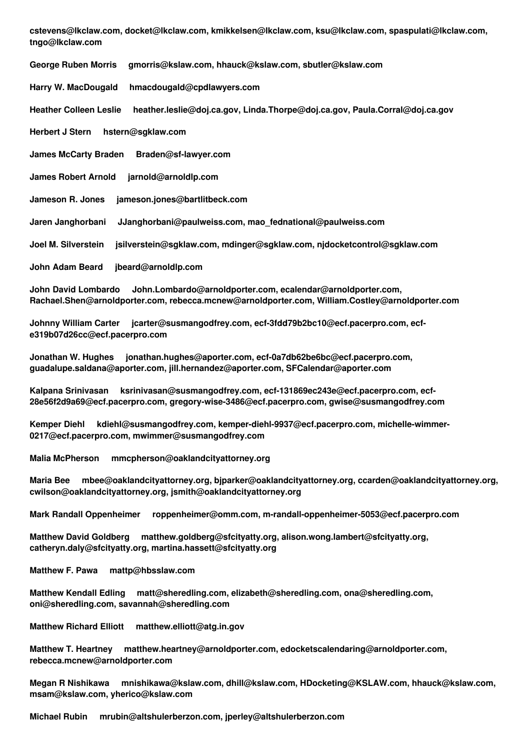**cstevens@lkclaw.com, docket@lkclaw.com, kmikkelsen@lkclaw.com, ksu@lkclaw.com, spaspulati@lkclaw.com, tngo@lkclaw.com**

**George Ruben Morris     gmorris@kslaw.com, hhauck@kslaw.com, sbutler@kslaw.com**

**Harry W. MacDougald     hmacdougald@cpdlawyers.com**

**Heather Colleen Leslie     heather.leslie@doj.ca.gov, Linda.Thorpe@doj.ca.gov, Paula.Corral@doj.ca.gov**

**Herbert J Stern     hstern@sgklaw.com**

**James McCarty Braden     Braden@sf-lawyer.com**

**James Robert Arnold     jarnold@arnoldlp.com**

**Jameson R. Jones     jameson.jones@bartlitbeck.com**

**Jaren Janghorbani     JJanghorbani@paulweiss.com, mao_fednational@paulweiss.com**

**Joel M. Silverstein     jsilverstein@sgklaw.com, mdinger@sgklaw.com, njdocketcontrol@sgklaw.com**

**John Adam Beard     jbeard@arnoldlp.com**

**John David Lombardo     John.Lombardo@arnoldporter.com, ecalendar@arnoldporter.com, Rachael.Shen@arnoldporter.com, rebecca.mcnew@arnoldporter.com, William.Costley@arnoldporter.com**

**Johnny William Carter     jcarter@susmangodfrey.com, ecf-3fdd79b2bc10@ecf.pacerpro.com, ecf-e319b07d26cc@ecf.pacerpro.com**

**Jonathan W. Hughes     jonathan.hughes@aporter.com, ecf-0a7db62be6bc@ecf.pacerpro.com, guadalupe.saldana@aporter.com, jill.hernandez@aporter.com, SFCalendar@aporter.com**

**Kalpana Srinivasan     ksrinivasan@susmangodfrey.com, ecf-131869ec243e@ecf.pacerpro.com, ecf-28e56f2d9a69@ecf.pacerpro.com, gregory-wise-3486@ecf.pacerpro.com, gwise@susmangodfrey.com**

**Kemper Diehl     kdiehl@susmangodfrey.com, kemper-diehl-9937@ecf.pacerpro.com, michelle-wimmer-0217@ecf.pacerpro.com, mwimmer@susmangodfrey.com**

**Malia McPherson     mmcpherson@oaklandcityattorney.org**

**Maria Bee     mbee@oaklandcityattorney.org, bjparker@oaklandcityattorney.org, ccarden@oaklandcityattorney.org, cwilson@oaklandcityattorney.org, jsmith@oaklandcityattorney.org**

**Mark Randall Oppenheimer     roppenheimer@omm.com, m-randall-oppenheimer-5053@ecf.pacerpro.com**

**Matthew David Goldberg     matthew.goldberg@sfcityatty.org, alison.wong.lambert@sfcityatty.org, catheryn.daly@sfcityatty.org, martina.hassett@sfcityatty.org**

**Matthew F. Pawa     mattp@hbsslaw.com**

**Matthew Kendall Edling     matt@sheredling.com, elizabeth@sheredling.com, ona@sheredling.com, oni@sheredling.com, savannah@sheredling.com**

**Matthew Richard Elliott     matthew.elliott@atg.in.gov**

**Matthew T. Heartney     matthew.heartney@arnoldporter.com, edocketscalendaring@arnoldporter.com, rebecca.mcnew@arnoldporter.com**

**Megan R Nishikawa     mnishikawa@kslaw.com, dhill@kslaw.com, HDocketing@KSLAW.com, hhauck@kslaw.com, msam@kslaw.com, yherico@kslaw.com**

**Michael Rubin     mrubin@altshulerberzon.com, jperley@altshulerberzon.com**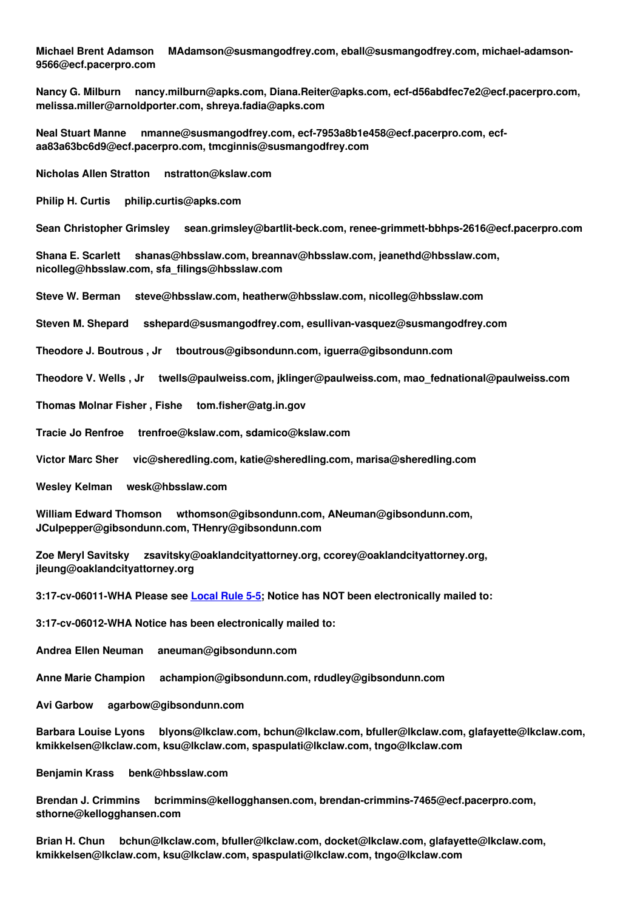**Michael Brent Adamson     MAdamson@susmangodfrey.com, eball@susmangodfrey.com, michael-adamson-9566@ecf.pacerpro.com**

**Nancy G. Milburn     nancy.milburn@apks.com, Diana.Reiter@apks.com, ecf-d56abdfec7e2@ecf.pacerpro.com, melissa.miller@arnoldporter.com, shreya.fadia@apks.com**

**Neal Stuart Manne     nmanne@susmangodfrey.com, ecf-7953a8b1e458@ecf.pacerpro.com, ecf-aa83a63bc6d9@ecf.pacerpro.com, tmcginnis@susmangodfrey.com**

**Nicholas Allen Stratton     nstratton@kslaw.com**

**Philip H. Curtis     philip.curtis@apks.com**

**Sean Christopher Grimsley     sean.grimsley@bartlit-beck.com, renee-grimmett-bbhps-2616@ecf.pacerpro.com**

**Shana E. Scarlett     shanas@hbsslaw.com, breannav@hbsslaw.com, jeanethd@hbsslaw.com, nicolleg@hbsslaw.com, sfa_filings@hbsslaw.com**

**Steve W. Berman     steve@hbsslaw.com, heatherw@hbsslaw.com, nicolleg@hbsslaw.com**

**Steven M. Shepard     sshepard@susmangodfrey.com, esullivan-vasquez@susmangodfrey.com**

**Theodore J. Boutrous , Jr     tboutrous@gibsondunn.com, iguerra@gibsondunn.com**

**Theodore V. Wells , Jr     twells@paulweiss.com, jklinger@paulweiss.com, mao_fednational@paulweiss.com**

**Thomas Molnar Fisher , Fishe     tom.fisher@atg.in.gov**

**Tracie Jo Renfroe     trenfroe@kslaw.com, sdamico@kslaw.com**

**Victor Marc Sher     vic@sheredling.com, katie@sheredling.com, marisa@sheredling.com**

**Wesley Kelman     wesk@hbsslaw.com**

**William Edward Thomson     wthomson@gibsondunn.com, ANeuman@gibsondunn.com, JCulpepper@gibsondunn.com, THenry@gibsondunn.com**

**Zoe Meryl Savitsky     zsavitsky@oaklandcityattorney.org, ccorey@oaklandcityattorney.org, jleung@oaklandcityattorney.org**

**3:17-cv-06011-WHA Please see [Local Rule 5-5](); Notice has NOT been electronically mailed to:**

**3:17-cv-06012-WHA Notice has been electronically mailed to:**

**Andrea Ellen Neuman     aneuman@gibsondunn.com**

**Anne Marie Champion     achampion@gibsondunn.com, rdudley@gibsondunn.com**

**Avi Garbow     agarbow@gibsondunn.com**

**Barbara Louise Lyons     blyons@lkclaw.com, bchun@lkclaw.com, bfuller@lkclaw.com, glafayette@lkclaw.com, kmikkelsen@lkclaw.com, ksu@lkclaw.com, spaspulati@lkclaw.com, tngo@lkclaw.com**

**Benjamin Krass     benk@hbsslaw.com**

**Brendan J. Crimmins     bcrimmins@kellogghansen.com, brendan-crimmins-7465@ecf.pacerpro.com, sthorne@kellogghansen.com**

**Brian H. Chun     bchun@lkclaw.com, bfuller@lkclaw.com, docket@lkclaw.com, glafayette@lkclaw.com, kmikkelsen@lkclaw.com, ksu@lkclaw.com, spaspulati@lkclaw.com, tngo@lkclaw.com**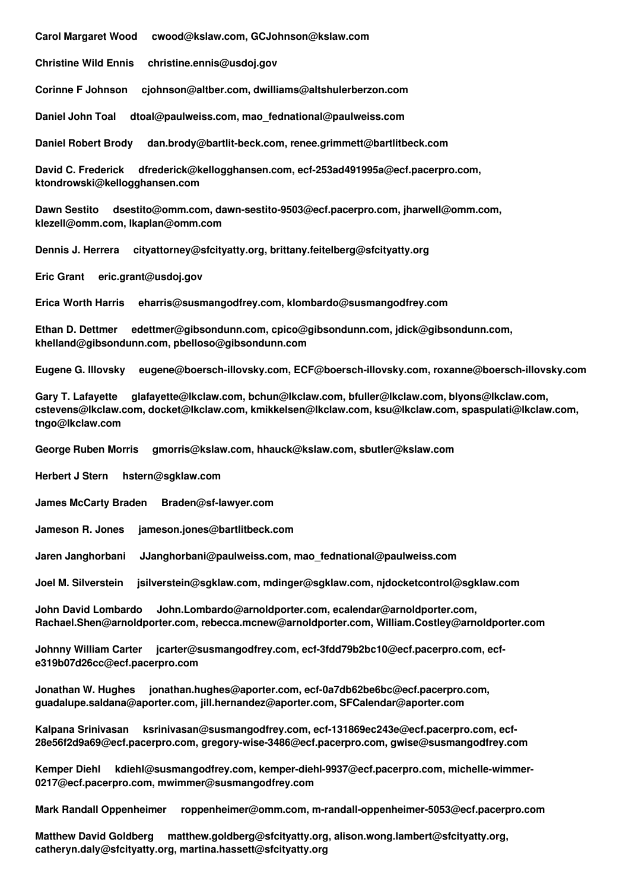**Carol Margaret Wood cwood@kslaw.com, GCJohnson@kslaw.com**

**Christine Wild Ennis christine.ennis@usdoj.gov**

**Corinne F Johnson cjohnson@altber.com, dwilliams@altshulerberzon.com**

**Daniel John Toal dtoal@paulweiss.com, mao_fednational@paulweiss.com**

**Daniel Robert Brody dan.brody@bartlit-beck.com, renee.grimmett@bartlitbeck.com**

**David C. Frederick dfrederick@kellogghansen.com, ecf-253ad491995a@ecf.pacerpro.com, ktondrowski@kellogghansen.com**

**Dawn Sestito dsestito@omm.com, dawn-sestito-9503@ecf.pacerpro.com, jharwell@omm.com, klezell@omm.com, lkaplan@omm.com**

**Dennis J. Herrera cityattorney@sfcityatty.org, brittany.feitelberg@sfcityatty.org**

**Eric Grant eric.grant@usdoj.gov**

**Erica Worth Harris eharris@susmangodfrey.com, klombardo@susmangodfrey.com**

**Ethan D. Dettmer edettmer@gibsondunn.com, cpico@gibsondunn.com, jdick@gibsondunn.com, khelland@gibsondunn.com, pbelloso@gibsondunn.com**

**Eugene G. Illovsky eugene@boersch-illovsky.com, ECF@boersch-illovsky.com, roxanne@boersch-illovsky.com**

**Gary T. Lafayette glafayette@lkclaw.com, bchun@lkclaw.com, bfuller@lkclaw.com, blyons@lkclaw.com, cstevens@lkclaw.com, docket@lkclaw.com, kmikkelsen@lkclaw.com, ksu@lkclaw.com, spaspulati@lkclaw.com, tngo@lkclaw.com**

**George Ruben Morris gmorris@kslaw.com, hhauck@kslaw.com, sbutler@kslaw.com**

**Herbert J Stern hstern@sgklaw.com**

**James McCarty Braden Braden@sf-lawyer.com**

**Jameson R. Jones jameson.jones@bartlitbeck.com**

**Jaren Janghorbani JJanghorbani@paulweiss.com, mao_fednational@paulweiss.com**

**Joel M. Silverstein jsilverstein@sgklaw.com, mdinger@sgklaw.com, njdocketcontrol@sgklaw.com**

**John David Lombardo John.Lombardo@arnoldporter.com, ecalendar@arnoldporter.com, Rachael.Shen@arnoldporter.com, rebecca.mcnew@arnoldporter.com, William.Costley@arnoldporter.com**

**Johnny William Carter jcarter@susmangodfrey.com, ecf-3fdd79b2bc10@ecf.pacerpro.com, ecf-e319b07d26cc@ecf.pacerpro.com**

**Jonathan W. Hughes jonathan.hughes@aporter.com, ecf-0a7db62be6bc@ecf.pacerpro.com, guadalupe.saldana@aporter.com, jill.hernandez@aporter.com, SFCalendar@aporter.com**

**Kalpana Srinivasan ksrinivasan@susmangodfrey.com, ecf-131869ec243e@ecf.pacerpro.com, ecf-28e56f2d9a69@ecf.pacerpro.com, gregory-wise-3486@ecf.pacerpro.com, gwise@susmangodfrey.com**

**Kemper Diehl kdiehl@susmangodfrey.com, kemper-diehl-9937@ecf.pacerpro.com, michelle-wimmer-0217@ecf.pacerpro.com, mwimmer@susmangodfrey.com**

**Mark Randall Oppenheimer roppenheimer@omm.com, m-randall-oppenheimer-5053@ecf.pacerpro.com**

**Matthew David Goldberg matthew.goldberg@sfcityatty.org, alison.wong.lambert@sfcityatty.org, catheryn.daly@sfcityatty.org, martina.hassett@sfcityatty.org**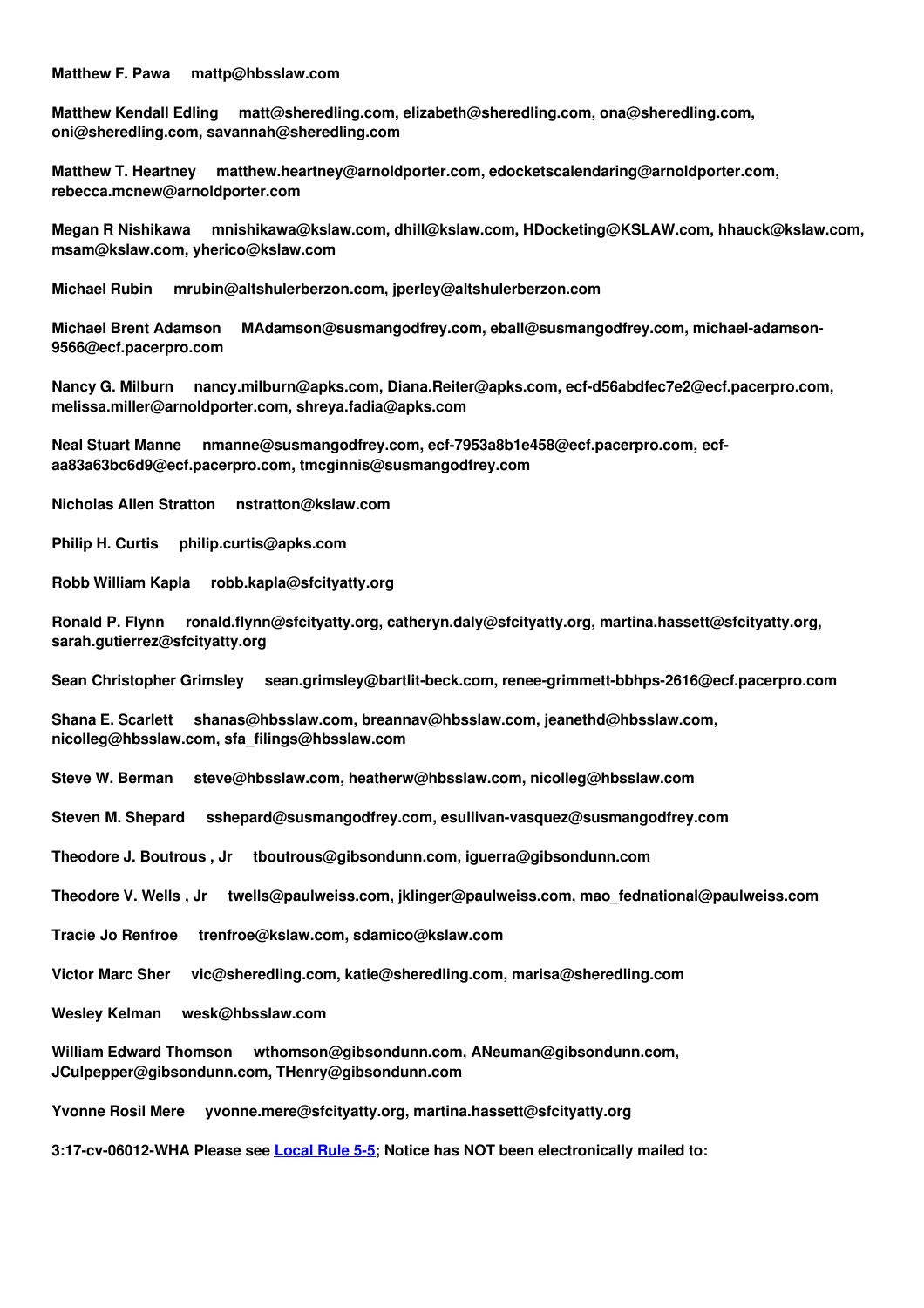**Matthew F. Pawa     mattp@hbsslaw.com**

**Matthew Kendall Edling     matt@sheredling.com, elizabeth@sheredling.com, ona@sheredling.com, oni@sheredling.com, savannah@sheredling.com**

**Matthew T. Heartney     matthew.heartney@arnoldporter.com, edocketscalendaring@arnoldporter.com, rebecca.mcnew@arnoldporter.com**

**Megan R Nishikawa     mnishikawa@kslaw.com, dhill@kslaw.com, HDocketing@KSLAW.com, hhauck@kslaw.com, msam@kslaw.com, yherico@kslaw.com**

**Michael Rubin     mrubin@altshulerberzon.com, jperley@altshulerberzon.com**

**Michael Brent Adamson     MAdamson@susmangodfrey.com, eball@susmangodfrey.com, michael-adamson-9566@ecf.pacerpro.com**

**Nancy G. Milburn     nancy.milburn@apks.com, Diana.Reiter@apks.com, ecf-d56abdfec7e2@ecf.pacerpro.com, melissa.miller@arnoldporter.com, shreya.fadia@apks.com**

**Neal Stuart Manne     nmanne@susmangodfrey.com, ecf-7953a8b1e458@ecf.pacerpro.com, ecf-aa83a63bc6d9@ecf.pacerpro.com, tmcginnis@susmangodfrey.com**

**Nicholas Allen Stratton     nstratton@kslaw.com**

**Philip H. Curtis     philip.curtis@apks.com**

**Robb William Kapla     robb.kapla@sfcityatty.org**

**Ronald P. Flynn     ronald.flynn@sfcityatty.org, catheryn.daly@sfcityatty.org, martina.hassett@sfcityatty.org, sarah.gutierrez@sfcityatty.org**

**Sean Christopher Grimsley     sean.grimsley@bartlit-beck.com, renee-grimmett-bbhps-2616@ecf.pacerpro.com**

**Shana E. Scarlett     shanas@hbsslaw.com, breannav@hbsslaw.com, jeanethd@hbsslaw.com, nicolleg@hbsslaw.com, sfa_filings@hbsslaw.com**

**Steve W. Berman     steve@hbsslaw.com, heatherw@hbsslaw.com, nicolleg@hbsslaw.com**

**Steven M. Shepard     sshepard@susmangodfrey.com, esullivan-vasquez@susmangodfrey.com**

**Theodore J. Boutrous , Jr     tboutrous@gibsondunn.com, iguerra@gibsondunn.com**

**Theodore V. Wells , Jr     twells@paulweiss.com, jklinger@paulweiss.com, mao_fednational@paulweiss.com**

**Tracie Jo Renfroe     trenfroe@kslaw.com, sdamico@kslaw.com**

**Victor Marc Sher     vic@sheredling.com, katie@sheredling.com, marisa@sheredling.com**

**Wesley Kelman     wesk@hbsslaw.com**

**William Edward Thomson     wthomson@gibsondunn.com, ANeuman@gibsondunn.com, JCulpepper@gibsondunn.com, THenry@gibsondunn.com**

**Yvonne Rosil Mere     yvonne.mere@sfcityatty.org, martina.hassett@sfcityatty.org**

**3:17-cv-06012-WHA Please see Local Rule 5-5; Notice has NOT been electronically mailed to:**